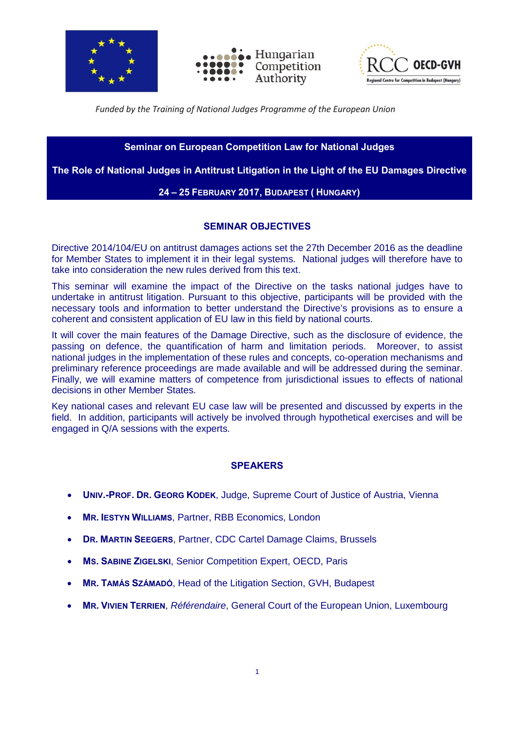Hungarian Competition Authority

RCC OECD-GVH Regional Centre for Competition in Budapest (Hungary)

*Funded by the Training of National Judges Programme of the European Union*

**Seminar on European Competition Law for National Judges**

**The Role of National Judges in Antitrust Litigation in the Light of the EU Damages Directive**

**24 – 25 February 2017, Budapest ( Hungary)**

## SEMINAR OBJECTIVES

Directive 2014/104/EU on antitrust damages actions set the 27th December 2016 as the deadline for Member States to implement it in their legal systems. National judges will therefore have to take into consideration the new rules derived from this text.

This seminar will examine the impact of the Directive on the tasks national judges have to undertake in antitrust litigation. Pursuant to this objective, participants will be provided with the necessary tools and information to better understand the Directive's provisions as to ensure a coherent and consistent application of EU law in this field by national courts.

It will cover the main features of the Damage Directive, such as the disclosure of evidence, the passing on defence, the quantification of harm and limitation periods. Moreover, to assist national judges in the implementation of these rules and concepts, co-operation mechanisms and preliminary reference proceedings are made available and will be addressed during the seminar. Finally, we will examine matters of competence from jurisdictional issues to effects of national decisions in other Member States.

Key national cases and relevant EU case law will be presented and discussed by experts in the field. In addition, participants will actively be involved through hypothetical exercises and will be engaged in Q/A sessions with the experts.

## SPEAKERS

- **Univ.-Prof. Dr. Georg Kodek**, Judge, Supreme Court of Justice of Austria, Vienna
- **Mr. Iestyn Williams**, Partner, RBB Economics, London
- **Dr. Martin Seegers**, Partner, CDC Cartel Damage Claims, Brussels
- **Ms. Sabine Zigelski**, Senior Competition Expert, OECD, Paris
- **Mr. Tamás Számadó**, Head of the Litigation Section, GVH, Budapest
- **Mr. Vivien Terrien**, *Référendaire*, General Court of the European Union, Luxembourg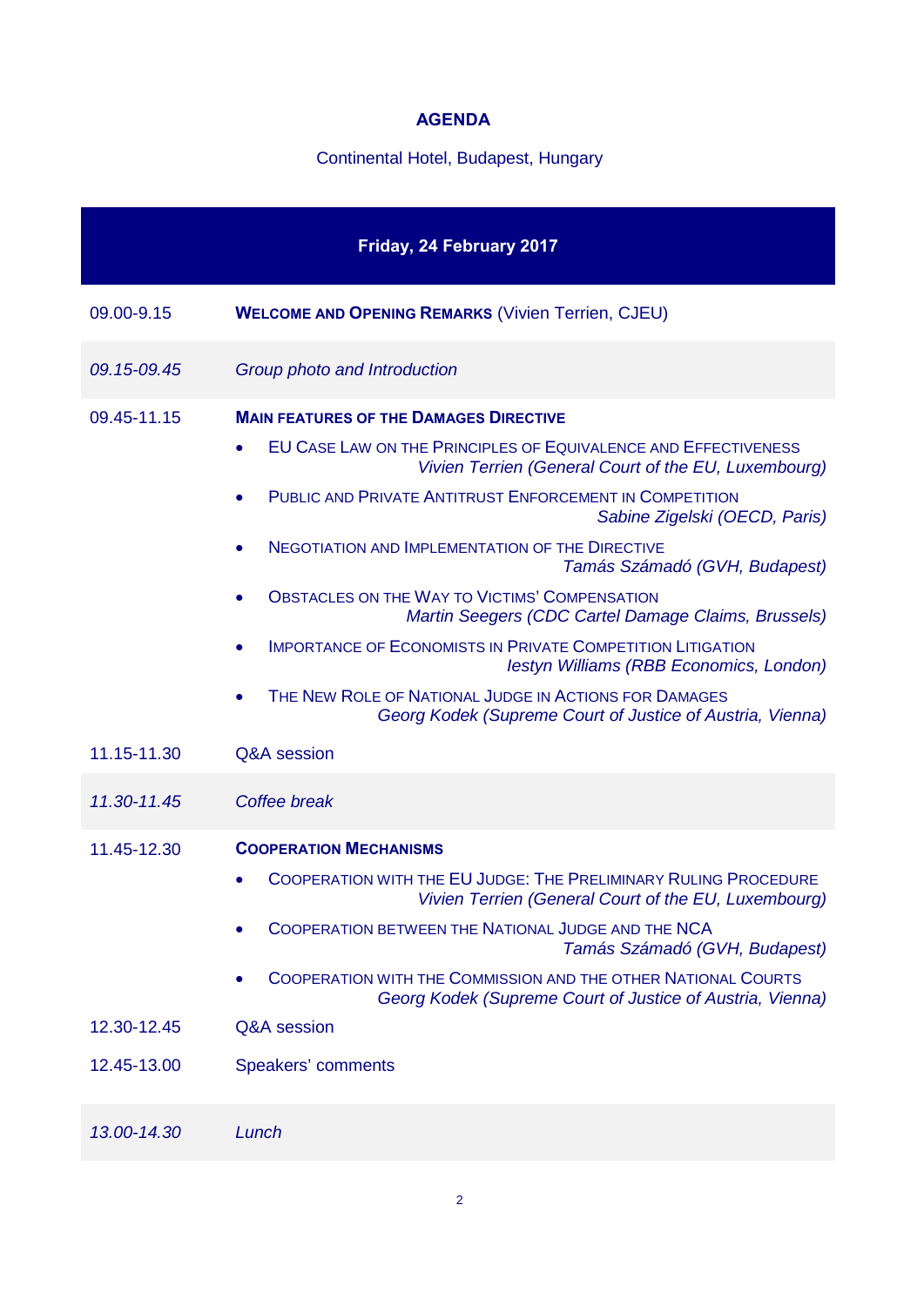## AGENDA

Continental Hotel, Budapest, Hungary

| **Friday, 24 February 2017** | |
|---|---|
| 09.00-9.15 | **WELCOME AND OPENING REMARKS** (Vivien Terrien, CJEU) |
| *09.15-09.45* | *Group photo and Introduction* |
| 09.45-11.15 | **MAIN FEATURES OF THE DAMAGES DIRECTIVE**<br>• EU CASE LAW ON THE PRINCIPLES OF EQUIVALENCE AND EFFECTIVENESS *Vivien Terrien (General Court of the EU, Luxembourg)*<br>• PUBLIC AND PRIVATE ANTITRUST ENFORCEMENT IN COMPETITION *Sabine Zigelski (OECD, Paris)*<br>• NEGOTIATION AND IMPLEMENTATION OF THE DIRECTIVE *Tamás Számadó (GVH, Budapest)*<br>• OBSTACLES ON THE WAY TO VICTIMS' COMPENSATION *Martin Seegers (CDC Cartel Damage Claims, Brussels)*<br>• IMPORTANCE OF ECONOMISTS IN PRIVATE COMPETITION LITIGATION *Iestyn Williams (RBB Economics, London)*<br>• THE NEW ROLE OF NATIONAL JUDGE IN ACTIONS FOR DAMAGES *Georg Kodek (Supreme Court of Justice of Austria, Vienna)* |
| 11.15-11.30 | Q&A session |
| *11.30-11.45* | *Coffee break* |
| 11.45-12.30 | **COOPERATION MECHANISMS**<br>• COOPERATION WITH THE EU JUDGE: THE PRELIMINARY RULING PROCEDURE *Vivien Terrien (General Court of the EU, Luxembourg)*<br>• COOPERATION BETWEEN THE NATIONAL JUDGE AND THE NCA *Tamás Számadó (GVH, Budapest)*<br>• COOPERATION WITH THE COMMISSION AND THE OTHER NATIONAL COURTS *Georg Kodek (Supreme Court of Justice of Austria, Vienna)* |
| 12.30-12.45 | Q&A session |
| 12.45-13.00 | Speakers' comments |
| *13.00-14.30* | *Lunch* |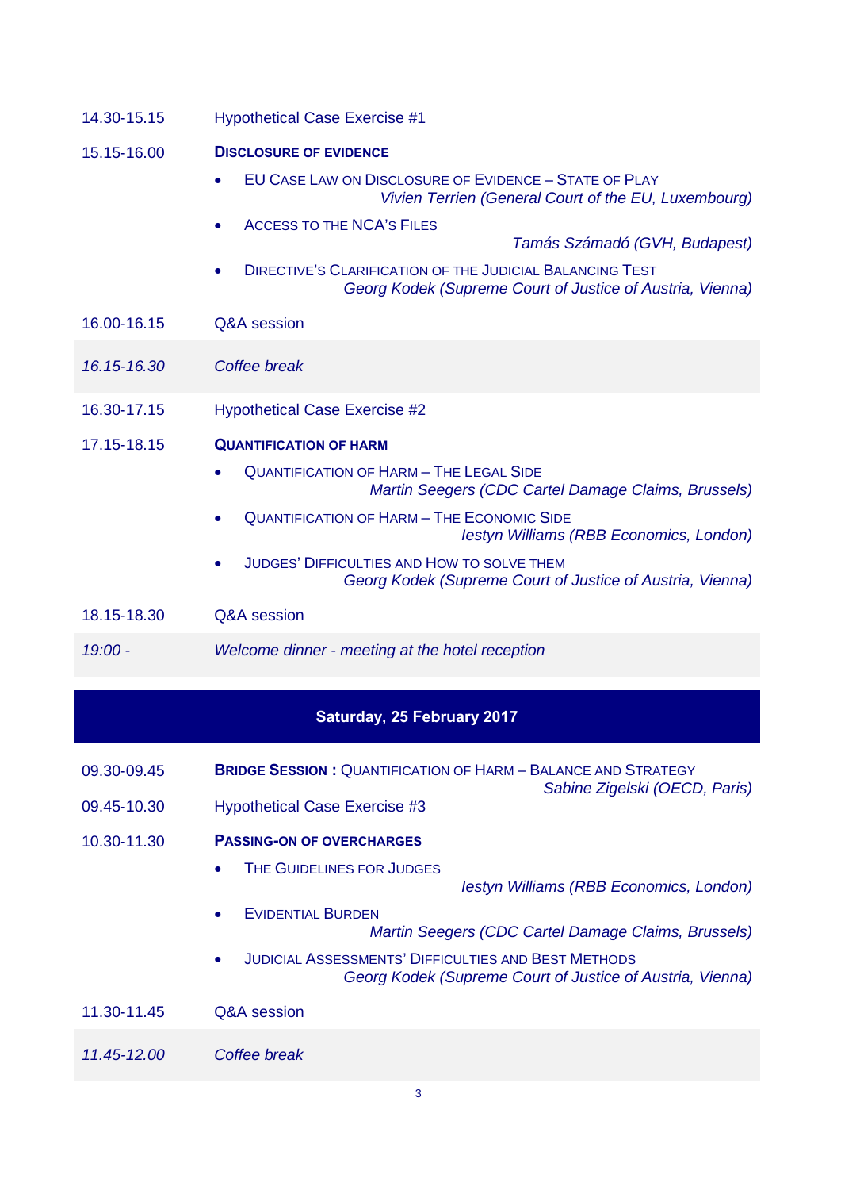14.30-15.15 Hypothetical Case Exercise #1

15.15-16.00 **DISCLOSURE OF EVIDENCE**

- EU CASE LAW ON DISCLOSURE OF EVIDENCE – STATE OF PLAY
  *Vivien Terrien (General Court of the EU, Luxembourg)*
- ACCESS TO THE NCA'S FILES
  *Tamás Számadó (GVH, Budapest)*
- DIRECTIVE'S CLARIFICATION OF THE JUDICIAL BALANCING TEST
  *Georg Kodek (Supreme Court of Justice of Austria, Vienna)*

16.00-16.15 Q&A session

*16.15-16.30 Coffee break*

16.30-17.15 Hypothetical Case Exercise #2

17.15-18.15 **QUANTIFICATION OF HARM**

- QUANTIFICATION OF HARM – THE LEGAL SIDE
  *Martin Seegers (CDC Cartel Damage Claims, Brussels)*
- QUANTIFICATION OF HARM – THE ECONOMIC SIDE
  *Iestyn Williams (RBB Economics, London)*
- JUDGES' DIFFICULTIES AND HOW TO SOLVE THEM
  *Georg Kodek (Supreme Court of Justice of Austria, Vienna)*

18.15-18.30 Q&A session

*19:00 - Welcome dinner - meeting at the hotel reception*

## Saturday, 25 February 2017

09.30-09.45 **BRIDGE SESSION :** QUANTIFICATION OF HARM – BALANCE AND STRATEGY
*Sabine Zigelski (OECD, Paris)*

09.45-10.30 Hypothetical Case Exercise #3

10.30-11.30 **PASSING-ON OF OVERCHARGES**

- THE GUIDELINES FOR JUDGES
  *Iestyn Williams (RBB Economics, London)*
- EVIDENTIAL BURDEN
  *Martin Seegers (CDC Cartel Damage Claims, Brussels)*
- JUDICIAL ASSESSMENTS' DIFFICULTIES AND BEST METHODS
  *Georg Kodek (Supreme Court of Justice of Austria, Vienna)*

11.30-11.45 Q&A session

*11.45-12.00 Coffee break*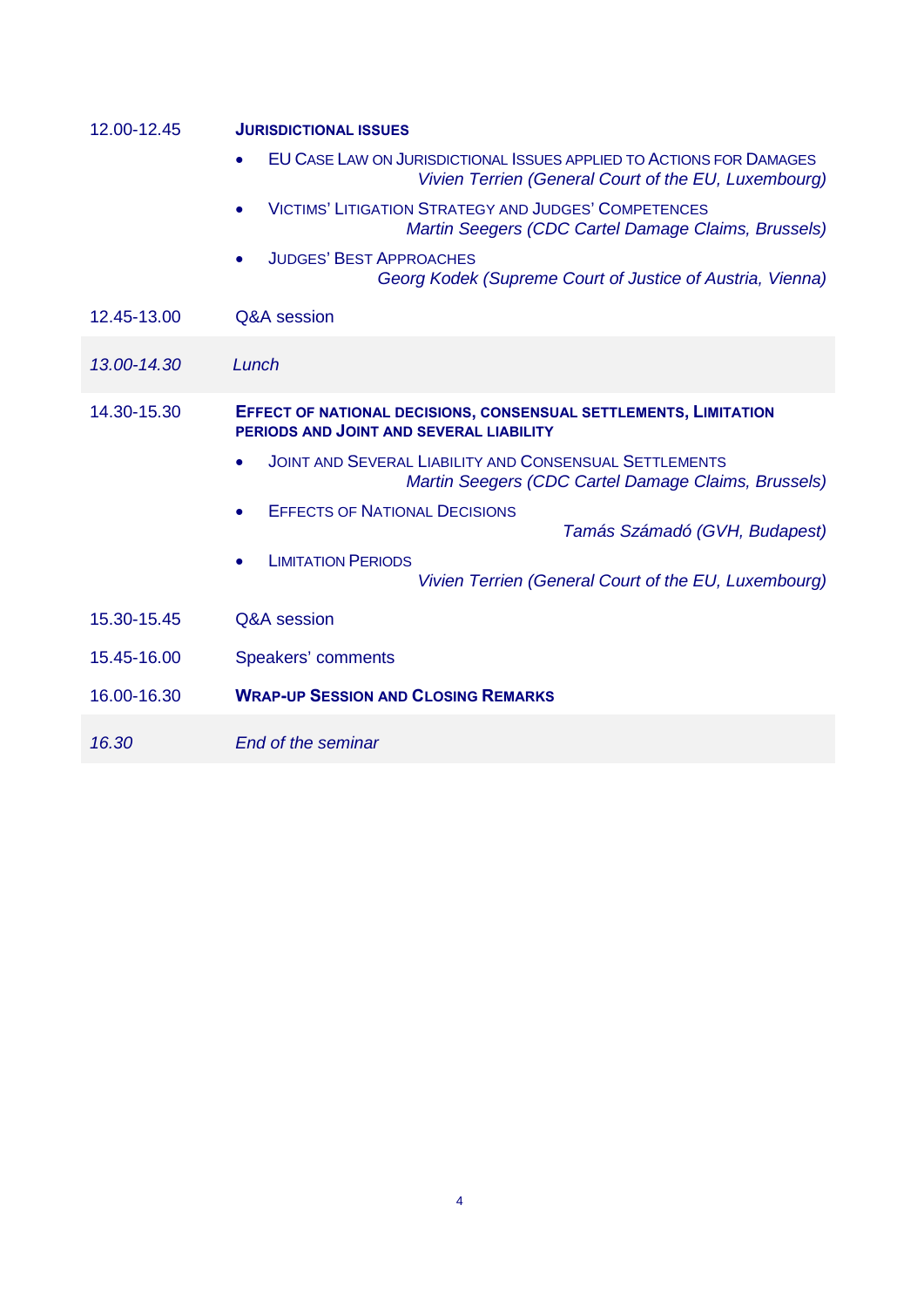| | | |
|---|---|---|
| 12.00-12.45 | **JURISDICTIONAL ISSUES** | |
| | • EU CASE LAW ON JURISDICTIONAL ISSUES APPLIED TO ACTIONS FOR DAMAGES | *Vivien Terrien (General Court of the EU, Luxembourg)* |
| | • VICTIMS' LITIGATION STRATEGY AND JUDGES' COMPETENCES | *Martin Seegers (CDC Cartel Damage Claims, Brussels)* |
| | • JUDGES' BEST APPROACHES | *Georg Kodek (Supreme Court of Justice of Austria, Vienna)* |
| 12.45-13.00 | Q&A session | |
| *13.00-14.30* | *Lunch* | |
| 14.30-15.30 | **EFFECT OF NATIONAL DECISIONS, CONSENSUAL SETTLEMENTS, LIMITATION PERIODS AND JOINT AND SEVERAL LIABILITY** | |
| | • JOINT AND SEVERAL LIABILITY AND CONSENSUAL SETTLEMENTS | *Martin Seegers (CDC Cartel Damage Claims, Brussels)* |
| | • EFFECTS OF NATIONAL DECISIONS | *Tamás Számadó (GVH, Budapest)* |
| | • LIMITATION PERIODS | *Vivien Terrien (General Court of the EU, Luxembourg)* |
| 15.30-15.45 | Q&A session | |
| 15.45-16.00 | Speakers' comments | |
| 16.00-16.30 | **WRAP-UP SESSION AND CLOSING REMARKS** | |
| *16.30* | *End of the seminar* | |